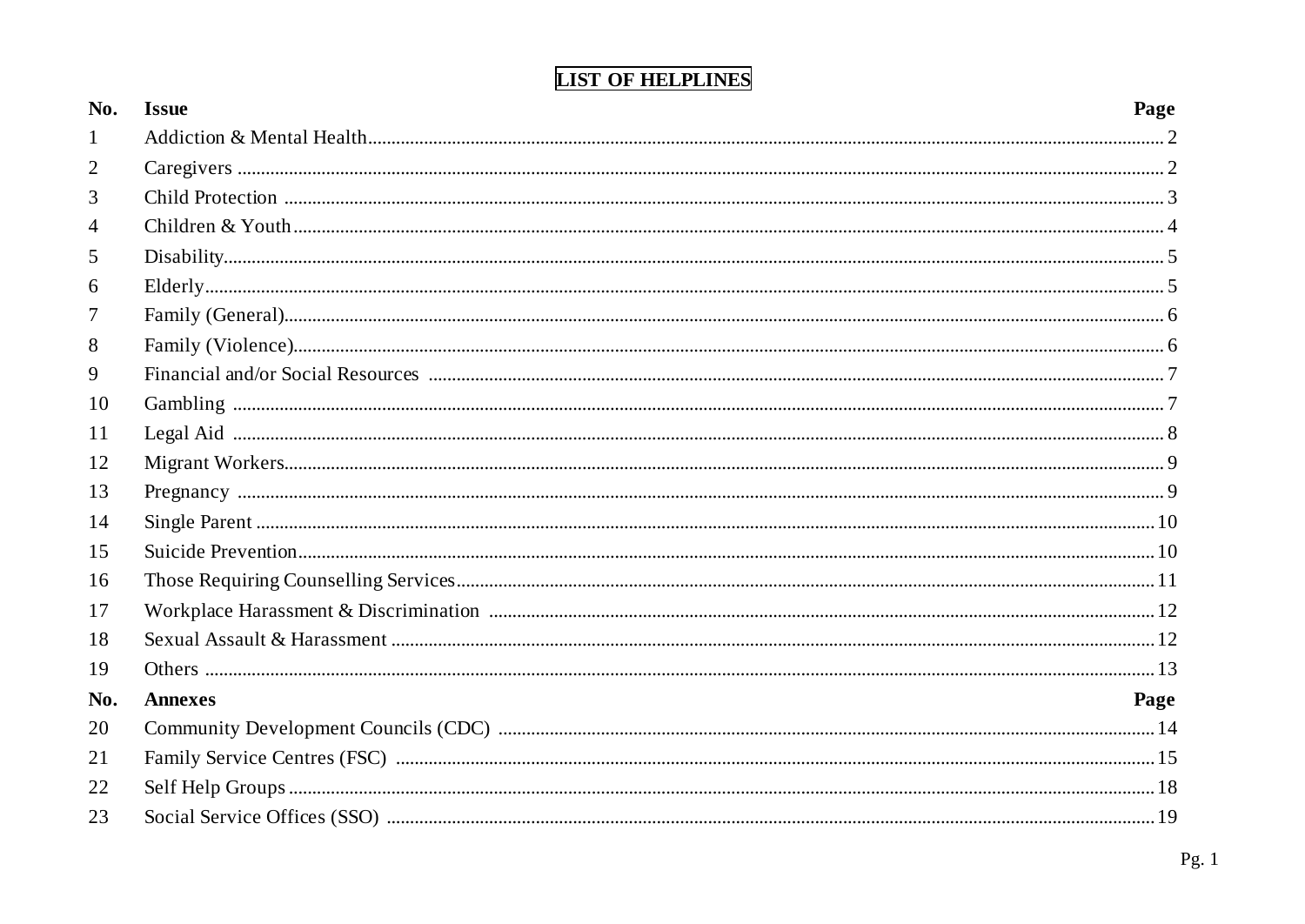# LIST OF HELPLINES

| No. | Issue | Page |
| --- | --- | --- |
| 1 | Addiction & Mental Health | 2 |
| 2 | Caregivers | 2 |
| 3 | Child Protection | 3 |
| 4 | Children & Youth | 4 |
| 5 | Disability | 5 |
| 6 | Elderly | 5 |
| 7 | Family (General) | 6 |
| 8 | Family (Violence) | 6 |
| 9 | Financial and/or Social Resources | 7 |
| 10 | Gambling | 7 |
| 11 | Legal Aid | 8 |
| 12 | Migrant Workers | 9 |
| 13 | Pregnancy | 9 |
| 14 | Single Parent | 10 |
| 15 | Suicide Prevention | 10 |
| 16 | Those Requiring Counselling Services | 11 |
| 17 | Workplace Harassment & Discrimination | 12 |
| 18 | Sexual Assault & Harassment | 12 |
| 19 | Others | 13 |
| **No.** | **Annexes** | **Page** |
| 20 | Community Development Councils (CDC) | 14 |
| 21 | Family Service Centres (FSC) | 15 |
| 22 | Self Help Groups | 18 |
| 23 | Social Service Offices (SSO) | 19 |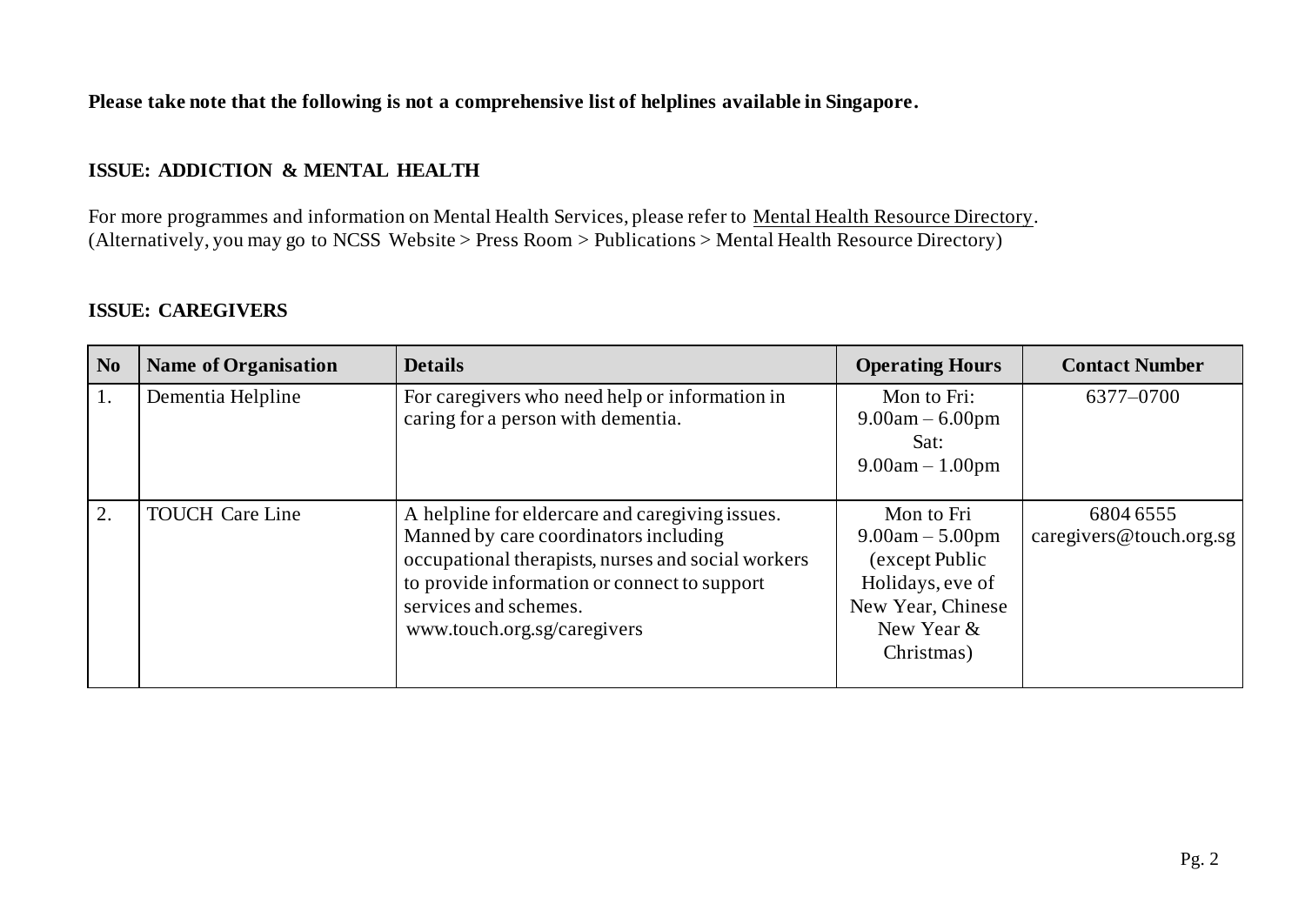**Please take note that the following is not a comprehensive list of helplines available in Singapore.**

## ISSUE: ADDICTION & MENTAL HEALTH

For more programmes and information on Mental Health Services, please refer to Mental Health Resource Directory.
(Alternatively, you may go to NCSS Website > Press Room > Publications > Mental Health Resource Directory)

## ISSUE: CAREGIVERS

| No | Name of Organisation | Details | Operating Hours | Contact Number |
|---|---|---|---|---|
| 1. | Dementia Helpline | For caregivers who need help or information in caring for a person with dementia. | Mon to Fri: 9.00am – 6.00pm Sat: 9.00am – 1.00pm | 6377–0700 |
| 2. | TOUCH Care Line | A helpline for eldercare and caregiving issues. Manned by care coordinators including occupational therapists, nurses and social workers to provide information or connect to support services and schemes. www.touch.org.sg/caregivers | Mon to Fri 9.00am – 5.00pm (except Public Holidays, eve of New Year, Chinese New Year & Christmas) | 6804 6555 caregivers@touch.org.sg |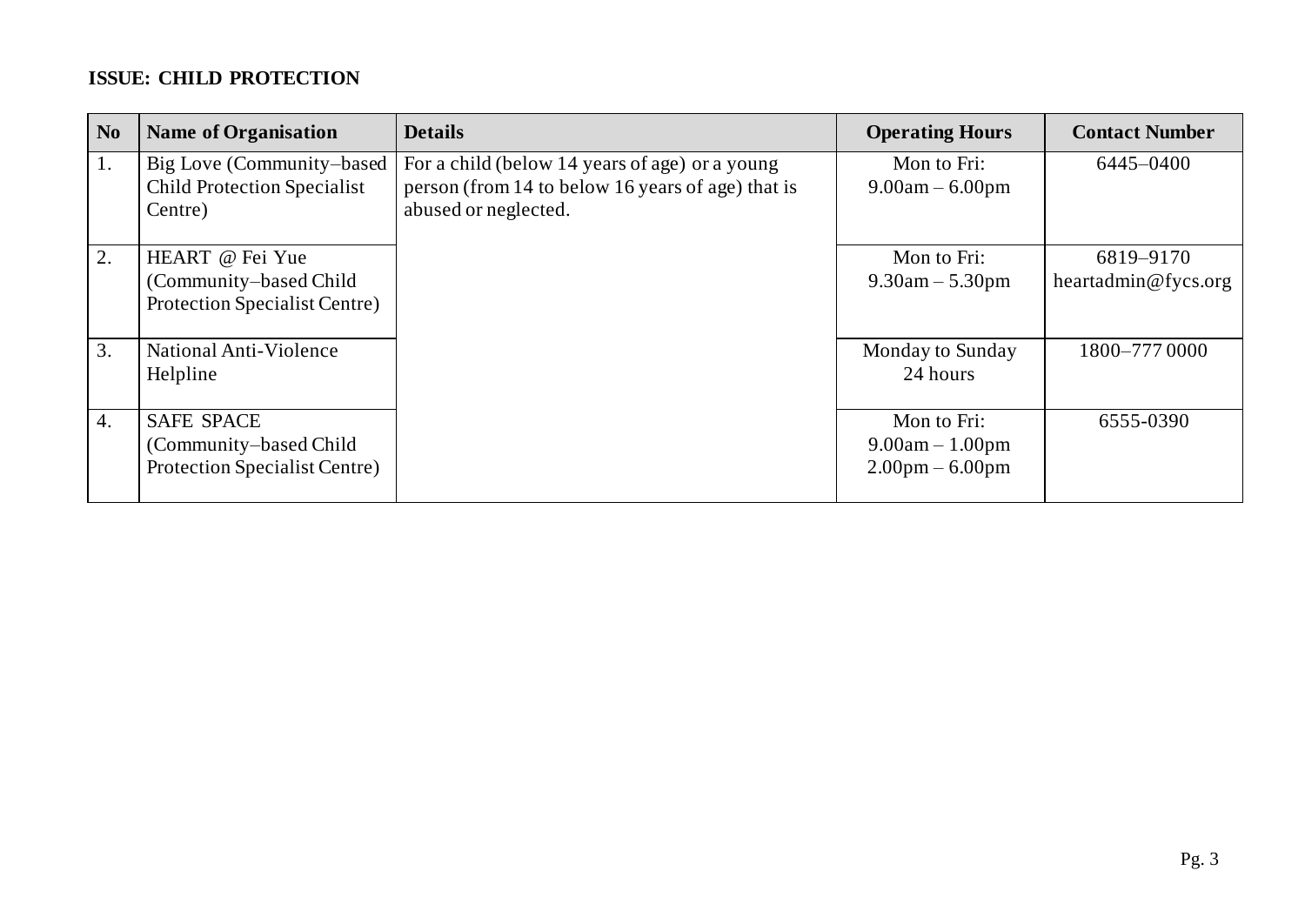**ISSUE: CHILD PROTECTION**

| No | Name of Organisation | Details | Operating Hours | Contact Number |
|---|---|---|---|---|
| 1. | Big Love (Community–based Child Protection Specialist Centre) | For a child (below 14 years of age) or a young person (from 14 to below 16 years of age) that is abused or neglected. | Mon to Fri: 9.00am – 6.00pm | 6445–0400 |
| 2. | HEART @ Fei Yue (Community–based Child Protection Specialist Centre) | | Mon to Fri: 9.30am – 5.30pm | 6819–9170 heartadmin@fycs.org |
| 3. | National Anti-Violence Helpline | | Monday to Sunday 24 hours | 1800–777 0000 |
| 4. | SAFE SPACE (Community–based Child Protection Specialist Centre) | | Mon to Fri: 9.00am – 1.00pm 2.00pm – 6.00pm | 6555-0390 |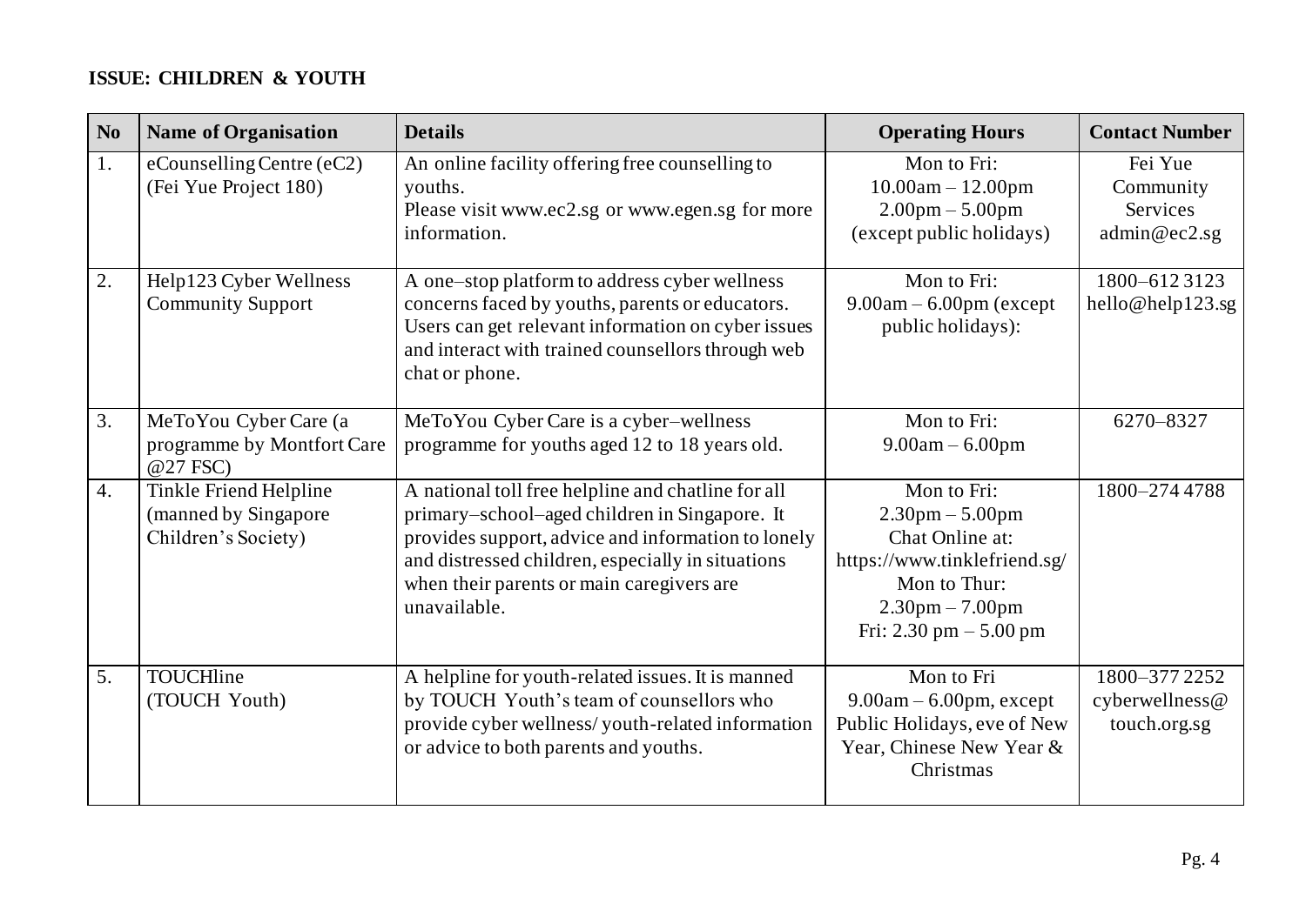**ISSUE: CHILDREN & YOUTH**

| No | Name of Organisation | Details | Operating Hours | Contact Number |
|---|---|---|---|---|
| 1. | eCounselling Centre (eC2) (Fei Yue Project 180) | An online facility offering free counselling to youths. Please visit www.ec2.sg or www.egen.sg for more information. | Mon to Fri: 10.00am – 12.00pm 2.00pm – 5.00pm (except public holidays) | Fei Yue Community Services admin@ec2.sg |
| 2. | Help123 Cyber Wellness Community Support | A one–stop platform to address cyber wellness concerns faced by youths, parents or educators. Users can get relevant information on cyber issues and interact with trained counsellors through web chat or phone. | Mon to Fri: 9.00am – 6.00pm (except public holidays): | 1800–612 3123 hello@help123.sg |
| 3. | MeToYou Cyber Care (a programme by Montfort Care @27 FSC) | MeToYou Cyber Care is a cyber–wellness programme for youths aged 12 to 18 years old. | Mon to Fri: 9.00am – 6.00pm | 6270–8327 |
| 4. | Tinkle Friend Helpline (manned by Singapore Children's Society) | A national toll free helpline and chatline for all primary–school–aged children in Singapore. It provides support, advice and information to lonely and distressed children, especially in situations when their parents or main caregivers are unavailable. | Mon to Fri: 2.30pm – 5.00pm Chat Online at: https://www.tinklefriend.sg/ Mon to Thur: 2.30pm – 7.00pm Fri: 2.30 pm – 5.00 pm | 1800–274 4788 |
| 5. | TOUCHline (TOUCH Youth) | A helpline for youth-related issues. It is manned by TOUCH Youth's team of counsellors who provide cyber wellness/ youth-related information or advice to both parents and youths. | Mon to Fri 9.00am – 6.00pm, except Public Holidays, eve of New Year, Chinese New Year & Christmas | 1800–377 2252 cyberwellness@ touch.org.sg |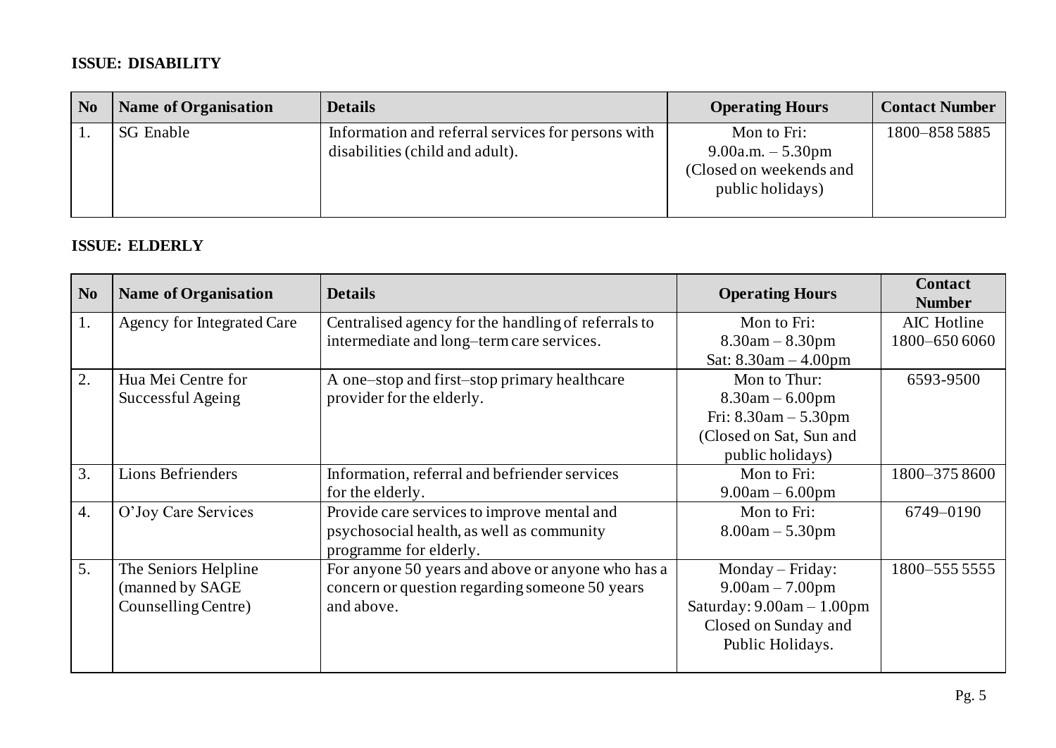**ISSUE: DISABILITY**

| No | Name of Organisation | Details | Operating Hours | Contact Number |
|---|---|---|---|---|
| 1. | SG Enable | Information and referral services for persons with disabilities (child and adult). | Mon to Fri: 9.00a.m. – 5.30pm (Closed on weekends and public holidays) | 1800–858 5885 |

**ISSUE: ELDERLY**

| No | Name of Organisation | Details | Operating Hours | Contact Number |
|---|---|---|---|---|
| 1. | Agency for Integrated Care | Centralised agency for the handling of referrals to intermediate and long–term care services. | Mon to Fri: 8.30am – 8.30pm Sat: 8.30am – 4.00pm | AIC Hotline 1800–650 6060 |
| 2. | Hua Mei Centre for Successful Ageing | A one–stop and first–stop primary healthcare provider for the elderly. | Mon to Thur: 8.30am – 6.00pm Fri: 8.30am – 5.30pm (Closed on Sat, Sun and public holidays) | 6593-9500 |
| 3. | Lions Befrienders | Information, referral and befriender services for the elderly. | Mon to Fri: 9.00am – 6.00pm | 1800–375 8600 |
| 4. | O'Joy Care Services | Provide care services to improve mental and psychosocial health, as well as community programme for elderly. | Mon to Fri: 8.00am – 5.30pm | 6749–0190 |
| 5. | The Seniors Helpline (manned by SAGE Counselling Centre) | For anyone 50 years and above or anyone who has a concern or question regarding someone 50 years and above. | Monday – Friday: 9.00am – 7.00pm Saturday: 9.00am – 1.00pm Closed on Sunday and Public Holidays. | 1800–555 5555 |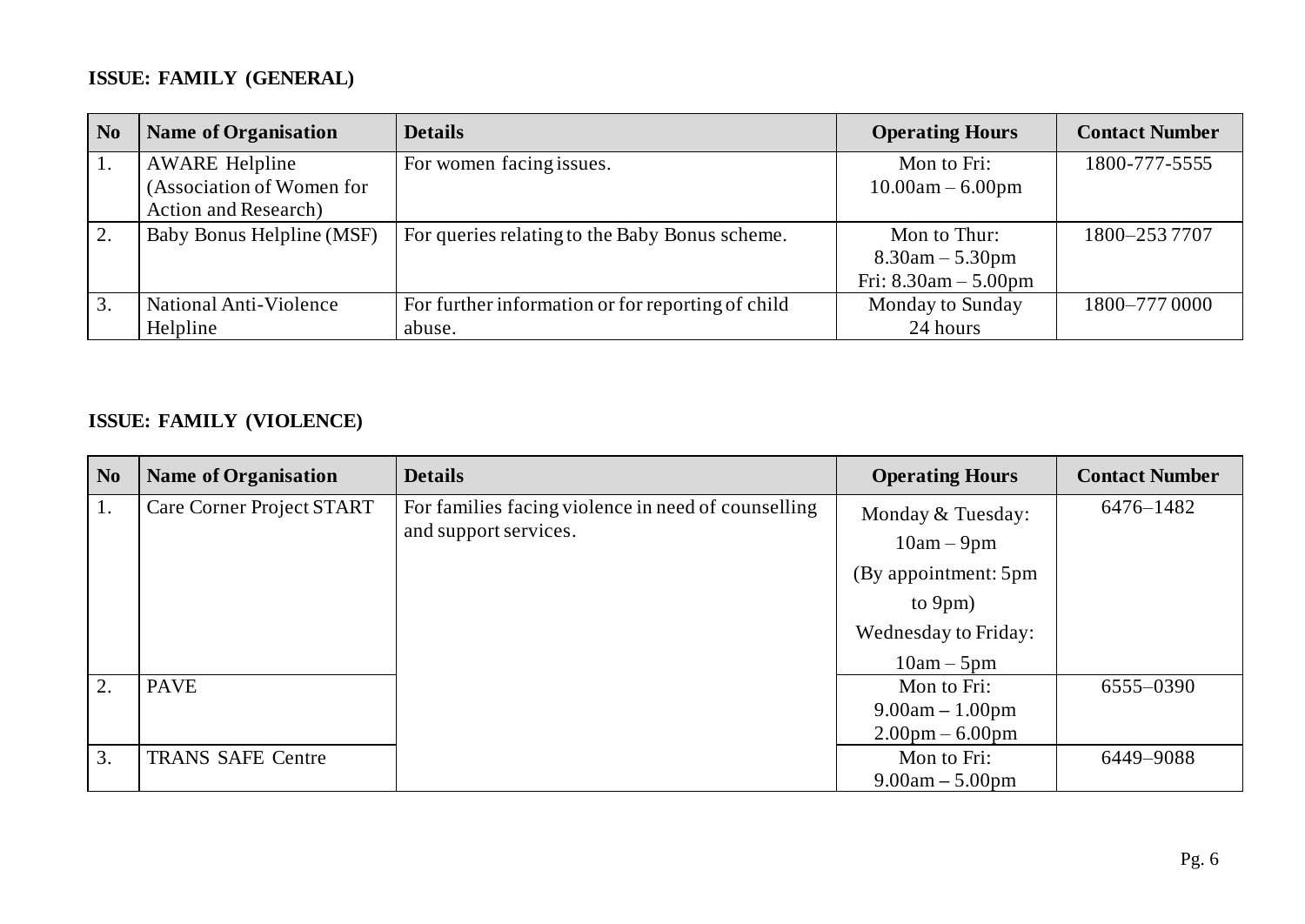**ISSUE: FAMILY (GENERAL)**

| No | Name of Organisation | Details | Operating Hours | Contact Number |
|---|---|---|---|---|
| 1. | AWARE Helpline (Association of Women for Action and Research) | For women facing issues. | Mon to Fri: 10.00am – 6.00pm | 1800-777-5555 |
| 2. | Baby Bonus Helpline (MSF) | For queries relating to the Baby Bonus scheme. | Mon to Thur: 8.30am – 5.30pm Fri: 8.30am – 5.00pm | 1800–253 7707 |
| 3. | National Anti-Violence Helpline | For further information or for reporting of child abuse. | Monday to Sunday 24 hours | 1800–777 0000 |

**ISSUE: FAMILY (VIOLENCE)**

| No | Name of Organisation | Details | Operating Hours | Contact Number |
|---|---|---|---|---|
| 1. | Care Corner Project START | For families facing violence in need of counselling and support services. | Monday & Tuesday: 10am – 9pm (By appointment: 5pm to 9pm) Wednesday to Friday: 10am – 5pm | 6476–1482 |
| 2. | PAVE | | Mon to Fri: 9.00am – 1.00pm 2.00pm – 6.00pm | 6555–0390 |
| 3. | TRANS SAFE Centre | | Mon to Fri: 9.00am – 5.00pm | 6449–9088 |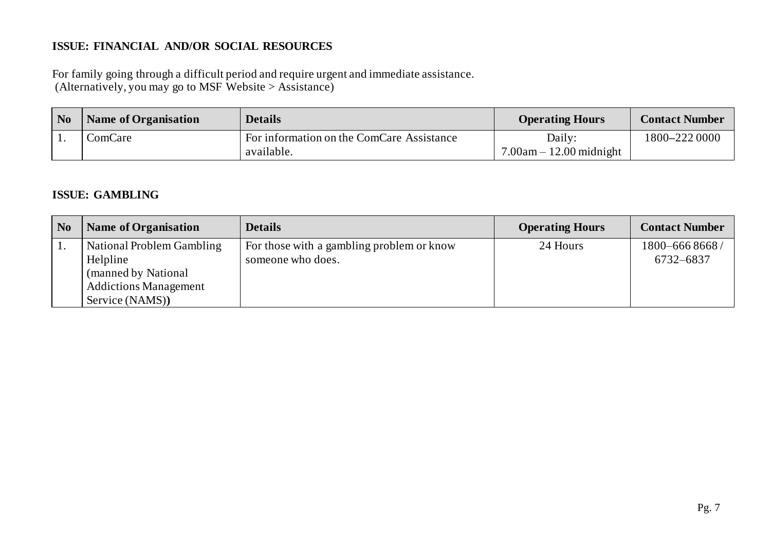**ISSUE: FINANCIAL AND/OR SOCIAL RESOURCES**

For family going through a difficult period and require urgent and immediate assistance.
(Alternatively, you may go to MSF Website > Assistance)

| No | Name of Organisation | Details | Operating Hours | Contact Number |
|---|---|---|---|---|
| 1. | ComCare | For information on the ComCare Assistance available. | Daily: 7.00am – 12.00 midnight | 1800–222 0000 |

**ISSUE: GAMBLING**

| No | Name of Organisation | Details | Operating Hours | Contact Number |
|---|---|---|---|---|
| 1. | National Problem Gambling Helpline (manned by National Addictions Management Service (NAMS)) | For those with a gambling problem or know someone who does. | 24 Hours | 1800–666 8668 / 6732–6837 |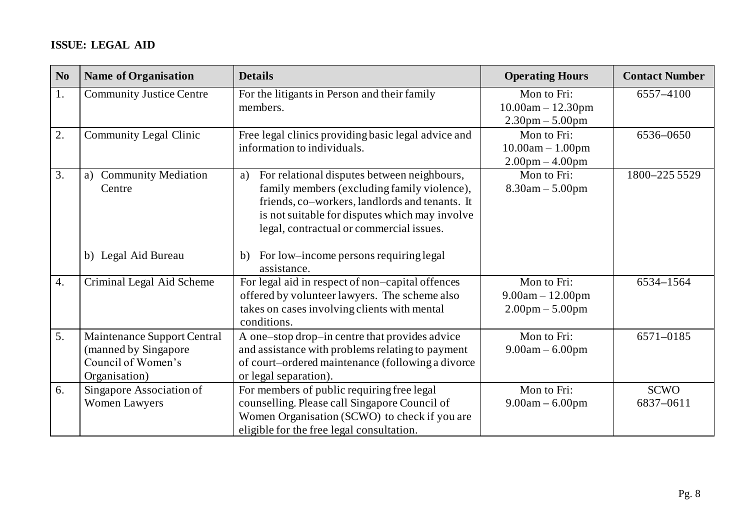**ISSUE: LEGAL AID**

| No | Name of Organisation | Details | Operating Hours | Contact Number |
|---|---|---|---|---|
| 1. | Community Justice Centre | For the litigants in Person and their family members. | Mon to Fri:<br>10.00am – 12.30pm<br>2.30pm – 5.00pm | 6557–4100 |
| 2. | Community Legal Clinic | Free legal clinics providing basic legal advice and information to individuals. | Mon to Fri:<br>10.00am – 1.00pm<br>2.00pm – 4.00pm | 6536–0650 |
| 3. | a) Community Mediation Centre<br><br>b) Legal Aid Bureau | a) For relational disputes between neighbours, family members (excluding family violence), friends, co–workers, landlords and tenants. It is not suitable for disputes which may involve legal, contractual or commercial issues.<br><br>b) For low–income persons requiring legal assistance. | Mon to Fri:<br>8.30am – 5.00pm | 1800–225 5529 |
| 4. | Criminal Legal Aid Scheme | For legal aid in respect of non–capital offences offered by volunteer lawyers. The scheme also takes on cases involving clients with mental conditions. | Mon to Fri:<br>9.00am – 12.00pm<br>2.00pm – 5.00pm | 6534–1564 |
| 5. | Maintenance Support Central (manned by Singapore Council of Women's Organisation) | A one–stop drop–in centre that provides advice and assistance with problems relating to payment of court–ordered maintenance (following a divorce or legal separation). | Mon to Fri:<br>9.00am – 6.00pm | 6571–0185 |
| 6. | Singapore Association of Women Lawyers | For members of public requiring free legal counselling. Please call Singapore Council of Women Organisation (SCWO) to check if you are eligible for the free legal consultation. | Mon to Fri:<br>9.00am – 6.00pm | SCWO<br>6837–0611 |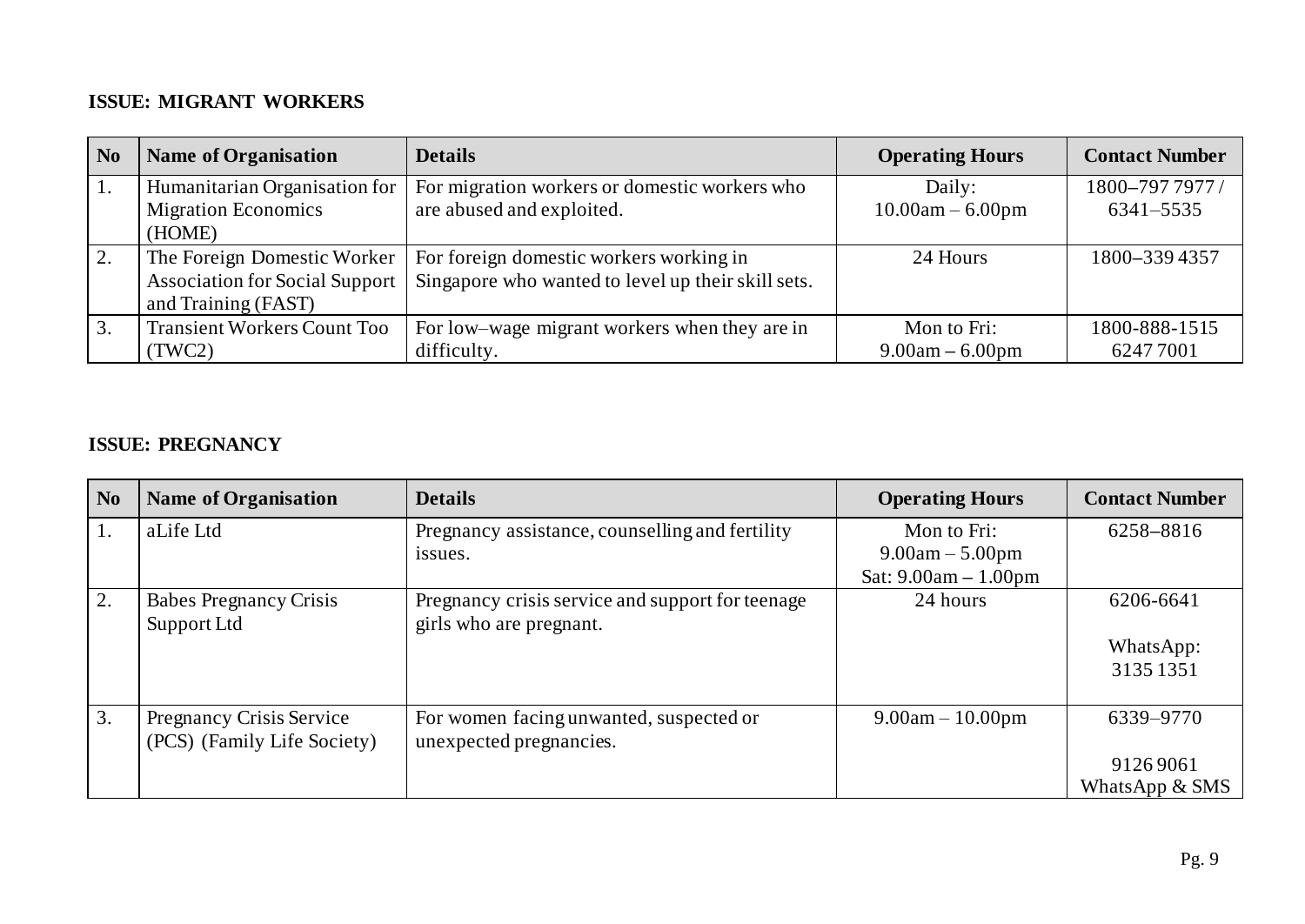**ISSUE: MIGRANT WORKERS**

| No | Name of Organisation | Details | Operating Hours | Contact Number |
|---|---|---|---|---|
| 1. | Humanitarian Organisation for Migration Economics (HOME) | For migration workers or domestic workers who are abused and exploited. | Daily: 10.00am – 6.00pm | 1800–797 7977 / 6341–5535 |
| 2. | The Foreign Domestic Worker Association for Social Support and Training (FAST) | For foreign domestic workers working in Singapore who wanted to level up their skill sets. | 24 Hours | 1800–339 4357 |
| 3. | Transient Workers Count Too (TWC2) | For low–wage migrant workers when they are in difficulty. | Mon to Fri: 9.00am – 6.00pm | 1800-888-1515 6247 7001 |

**ISSUE: PREGNANCY**

| No | Name of Organisation | Details | Operating Hours | Contact Number |
|---|---|---|---|---|
| 1. | aLife Ltd | Pregnancy assistance, counselling and fertility issues. | Mon to Fri: 9.00am – 5.00pm Sat: 9.00am – 1.00pm | 6258–8816 |
| 2. | Babes Pregnancy Crisis Support Ltd | Pregnancy crisis service and support for teenage girls who are pregnant. | 24 hours | 6206-6641 WhatsApp: 3135 1351 |
| 3. | Pregnancy Crisis Service (PCS) (Family Life Society) | For women facing unwanted, suspected or unexpected pregnancies. | 9.00am – 10.00pm | 6339–9770 9126 9061 WhatsApp & SMS |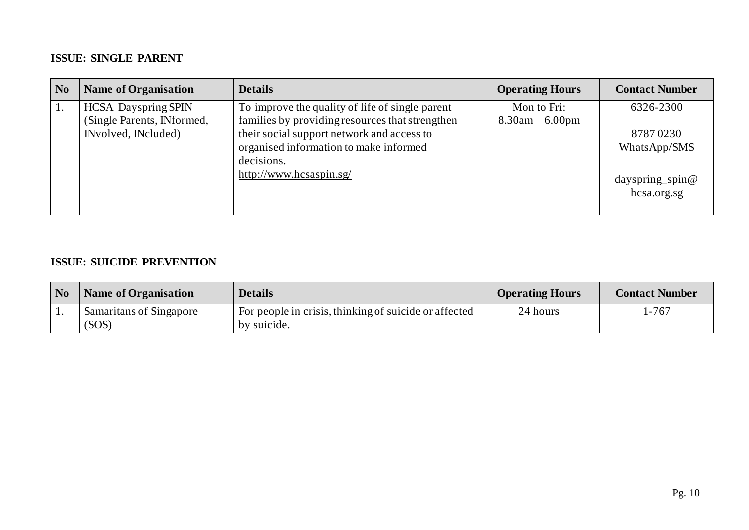**ISSUE: SINGLE PARENT**

| No | Name of Organisation | Details | Operating Hours | Contact Number |
|---|---|---|---|---|
| 1. | HCSA Dayspring SPIN (Single Parents, INformed, INvolved, INcluded) | To improve the quality of life of single parent families by providing resources that strengthen their social support network and access to organised information to make informed decisions. http://www.hcsaspin.sg/ | Mon to Fri: 8.30am – 6.00pm | 6326-2300<br><br>8787 0230 WhatsApp/SMS<br><br>dayspring_spin@ hcsa.org.sg |

**ISSUE: SUICIDE PREVENTION**

| No | Name of Organisation | Details | Operating Hours | Contact Number |
|---|---|---|---|---|
| 1. | Samaritans of Singapore (SOS) | For people in crisis, thinking of suicide or affected by suicide. | 24 hours | 1-767 |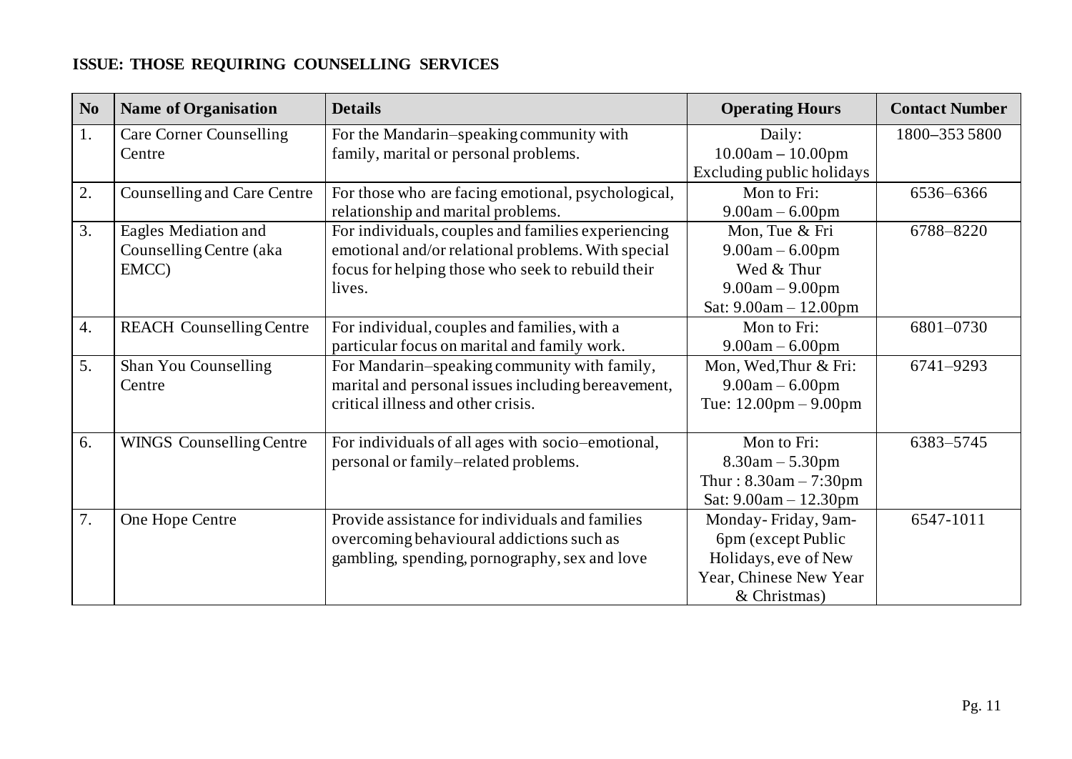**ISSUE: THOSE REQUIRING COUNSELLING SERVICES**

| No | Name of Organisation | Details | Operating Hours | Contact Number |
|---|---|---|---|---|
| 1. | Care Corner Counselling Centre | For the Mandarin–speaking community with family, marital or personal problems. | Daily: 10.00am – 10.00pm Excluding public holidays | 1800–353 5800 |
| 2. | Counselling and Care Centre | For those who are facing emotional, psychological, relationship and marital problems. | Mon to Fri: 9.00am – 6.00pm | 6536–6366 |
| 3. | Eagles Mediation and Counselling Centre (aka EMCC) | For individuals, couples and families experiencing emotional and/or relational problems. With special focus for helping those who seek to rebuild their lives. | Mon, Tue & Fri 9.00am – 6.00pm Wed & Thur 9.00am – 9.00pm Sat: 9.00am – 12.00pm | 6788–8220 |
| 4. | REACH Counselling Centre | For individual, couples and families, with a particular focus on marital and family work. | Mon to Fri: 9.00am – 6.00pm | 6801–0730 |
| 5. | Shan You Counselling Centre | For Mandarin–speaking community with family, marital and personal issues including bereavement, critical illness and other crisis. | Mon, Wed,Thur & Fri: 9.00am – 6.00pm Tue: 12.00pm – 9.00pm | 6741–9293 |
| 6. | WINGS Counselling Centre | For individuals of all ages with socio–emotional, personal or family–related problems. | Mon to Fri: 8.30am – 5.30pm Thur : 8.30am – 7:30pm Sat: 9.00am – 12.30pm | 6383–5745 |
| 7. | One Hope Centre | Provide assistance for individuals and families overcoming behavioural addictions such as gambling, spending, pornography, sex and love | Monday- Friday, 9am-6pm (except Public Holidays, eve of New Year, Chinese New Year & Christmas) | 6547-1011 |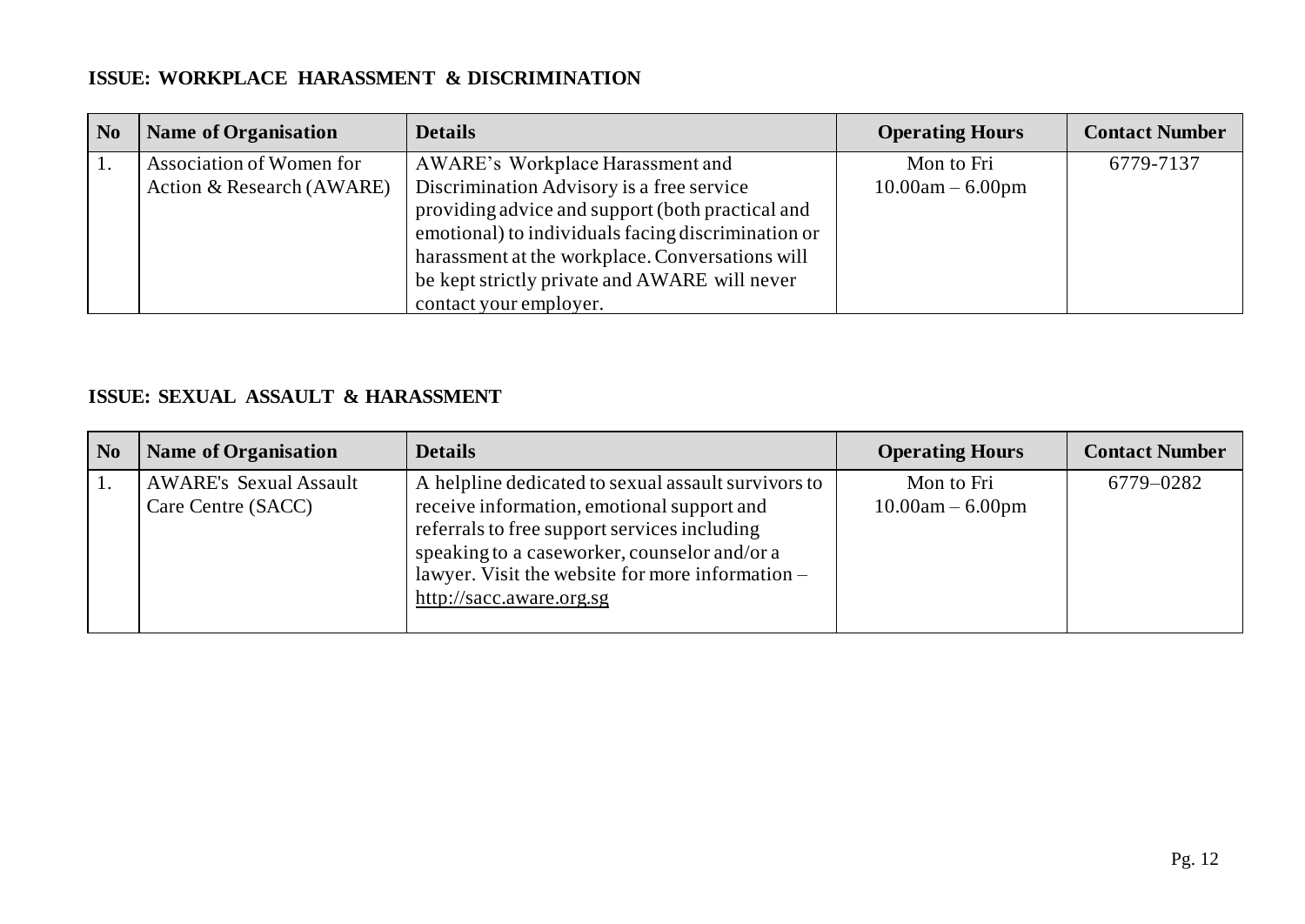**ISSUE: WORKPLACE HARASSMENT & DISCRIMINATION**

| No | Name of Organisation | Details | Operating Hours | Contact Number |
|---|---|---|---|---|
| 1. | Association of Women for Action & Research (AWARE) | AWARE's Workplace Harassment and Discrimination Advisory is a free service providing advice and support (both practical and emotional) to individuals facing discrimination or harassment at the workplace. Conversations will be kept strictly private and AWARE will never contact your employer. | Mon to Fri 10.00am – 6.00pm | 6779-7137 |

**ISSUE: SEXUAL ASSAULT & HARASSMENT**

| No | Name of Organisation | Details | Operating Hours | Contact Number |
|---|---|---|---|---|
| 1. | AWARE's Sexual Assault Care Centre (SACC) | A helpline dedicated to sexual assault survivors to receive information, emotional support and referrals to free support services including speaking to a caseworker, counselor and/or a lawyer. Visit the website for more information – http://sacc.aware.org.sg | Mon to Fri 10.00am – 6.00pm | 6779–0282 |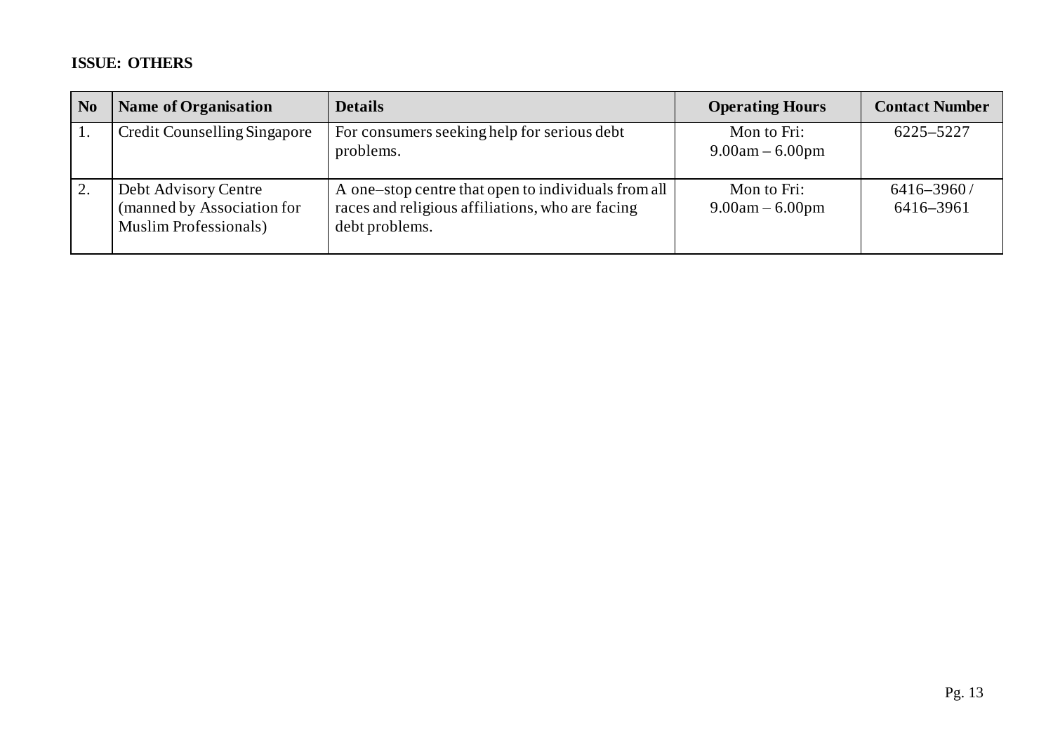**ISSUE: OTHERS**

| No | Name of Organisation | Details | Operating Hours | Contact Number |
|---|---|---|---|---|
| 1. | Credit Counselling Singapore | For consumers seeking help for serious debt problems. | Mon to Fri: 9.00am – 6.00pm | 6225–5227 |
| 2. | Debt Advisory Centre (manned by Association for Muslim Professionals) | A one–stop centre that open to individuals from all races and religious affiliations, who are facing debt problems. | Mon to Fri: 9.00am – 6.00pm | 6416–3960 / 6416–3961 |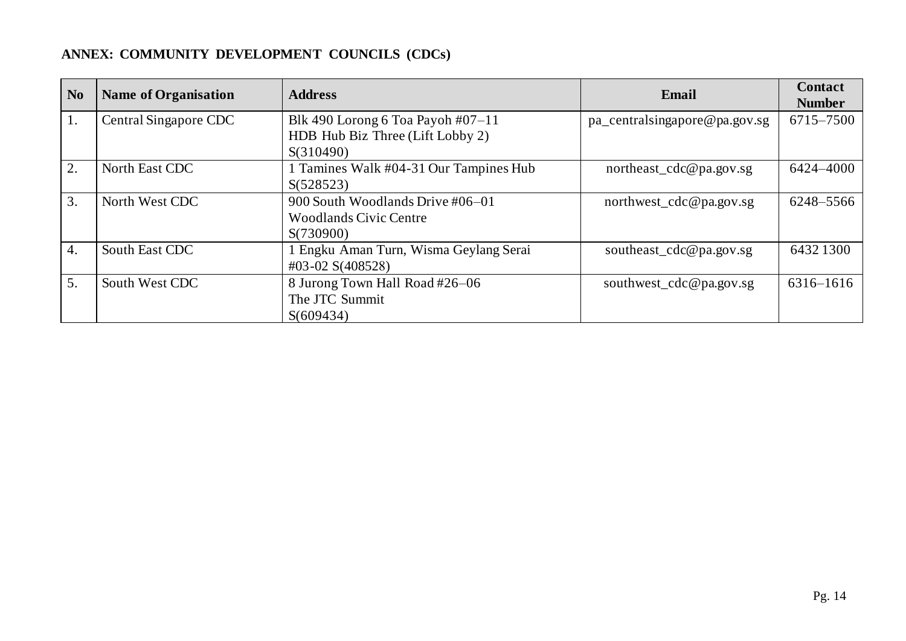**ANNEX: COMMUNITY DEVELOPMENT COUNCILS (CDCs)**

| No | Name of Organisation | Address | Email | Contact Number |
|---|---|---|---|---|
| 1. | Central Singapore CDC | Blk 490 Lorong 6 Toa Payoh #07–11<br>HDB Hub Biz Three (Lift Lobby 2)<br>S(310490) | pa_centralsingapore@pa.gov.sg | 6715–7500 |
| 2. | North East CDC | 1 Tamines Walk #04-31 Our Tampines Hub<br>S(528523) | northeast_cdc@pa.gov.sg | 6424–4000 |
| 3. | North West CDC | 900 South Woodlands Drive #06–01<br>Woodlands Civic Centre<br>S(730900) | northwest_cdc@pa.gov.sg | 6248–5566 |
| 4. | South East CDC | 1 Engku Aman Turn, Wisma Geylang Serai<br>#03-02 S(408528) | southeast_cdc@pa.gov.sg | 6432 1300 |
| 5. | South West CDC | 8 Jurong Town Hall Road #26–06<br>The JTC Summit<br>S(609434) | southwest_cdc@pa.gov.sg | 6316–1616 |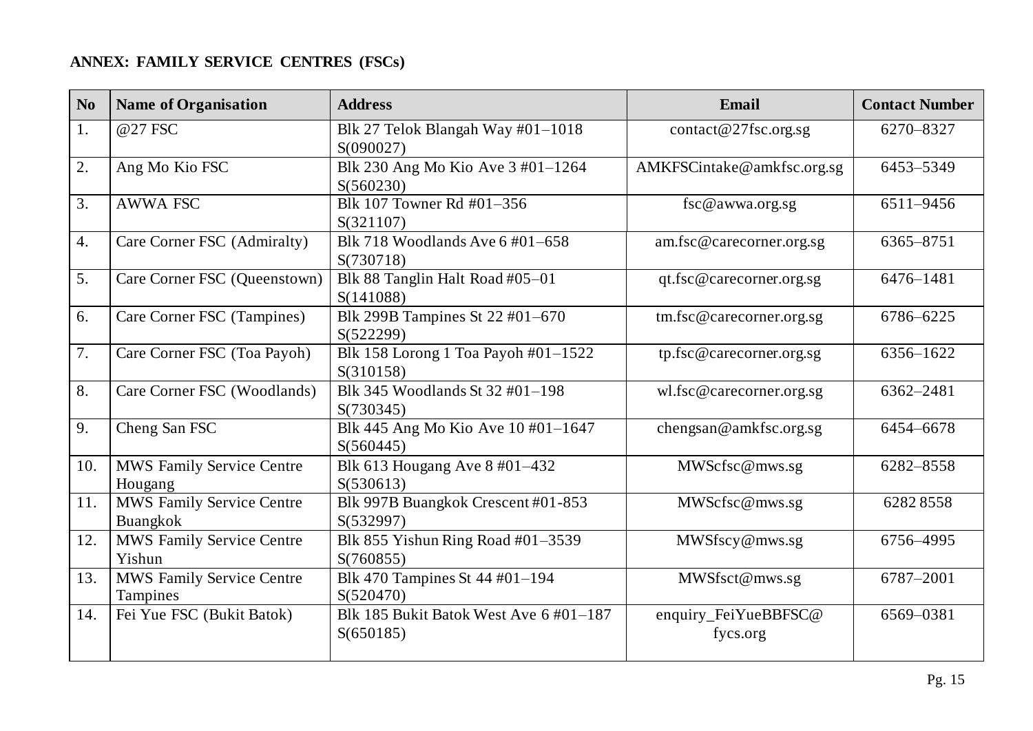**ANNEX: FAMILY SERVICE CENTRES (FSCs)**

| No | Name of Organisation | Address | Email | Contact Number |
|---|---|---|---|---|
| 1. | @27 FSC | Blk 27 Telok Blangah Way #01–1018 S(090027) | contact@27fsc.org.sg | 6270–8327 |
| 2. | Ang Mo Kio FSC | Blk 230 Ang Mo Kio Ave 3 #01–1264 S(560230) | AMKFSCintake@amkfsc.org.sg | 6453–5349 |
| 3. | AWWA FSC | Blk 107 Towner Rd #01–356 S(321107) | fsc@awwa.org.sg | 6511–9456 |
| 4. | Care Corner FSC (Admiralty) | Blk 718 Woodlands Ave 6 #01–658 S(730718) | am.fsc@carecorner.org.sg | 6365–8751 |
| 5. | Care Corner FSC (Queenstown) | Blk 88 Tanglin Halt Road #05–01 S(141088) | qt.fsc@carecorner.org.sg | 6476–1481 |
| 6. | Care Corner FSC (Tampines) | Blk 299B Tampines St 22 #01–670 S(522299) | tm.fsc@carecorner.org.sg | 6786–6225 |
| 7. | Care Corner FSC (Toa Payoh) | Blk 158 Lorong 1 Toa Payoh #01–1522 S(310158) | tp.fsc@carecorner.org.sg | 6356–1622 |
| 8. | Care Corner FSC (Woodlands) | Blk 345 Woodlands St 32 #01–198 S(730345) | wl.fsc@carecorner.org.sg | 6362–2481 |
| 9. | Cheng San FSC | Blk 445 Ang Mo Kio Ave 10 #01–1647 S(560445) | chengsan@amkfsc.org.sg | 6454–6678 |
| 10. | MWS Family Service Centre Hougang | Blk 613 Hougang Ave 8 #01–432 S(530613) | MWScfsc@mws.sg | 6282–8558 |
| 11. | MWS Family Service Centre Buangkok | Blk 997B Buangkok Crescent #01-853 S(532997) | MWScfsc@mws.sg | 6282 8558 |
| 12. | MWS Family Service Centre Yishun | Blk 855 Yishun Ring Road #01–3539 S(760855) | MWSfscy@mws.sg | 6756–4995 |
| 13. | MWS Family Service Centre Tampines | Blk 470 Tampines St 44 #01–194 S(520470) | MWSfsct@mws.sg | 6787–2001 |
| 14. | Fei Yue FSC (Bukit Batok) | Blk 185 Bukit Batok West Ave 6 #01–187 S(650185) | enquiry_FeiYueBBFSC@fycs.org | 6569–0381 |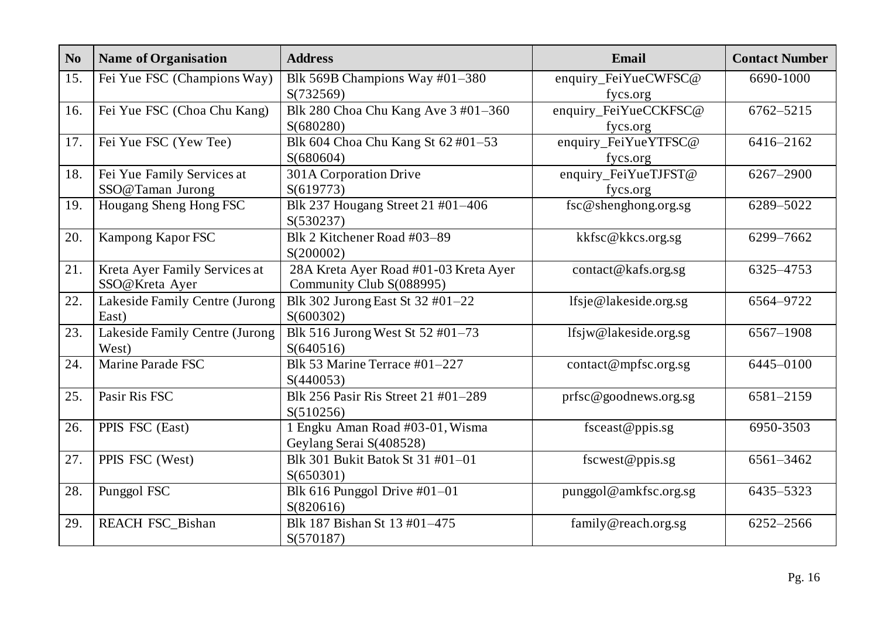| No | Name of Organisation | Address | Email | Contact Number |
|---|---|---|---|---|
| 15. | Fei Yue FSC (Champions Way) | Blk 569B Champions Way #01–380 S(732569) | enquiry_FeiYueCWFSC@fycs.org | 6690-1000 |
| 16. | Fei Yue FSC (Choa Chu Kang) | Blk 280 Choa Chu Kang Ave 3 #01–360 S(680280) | enquiry_FeiYueCCKFSC@fycs.org | 6762–5215 |
| 17. | Fei Yue FSC (Yew Tee) | Blk 604 Choa Chu Kang St 62 #01–53 S(680604) | enquiry_FeiYueYTFSC@fycs.org | 6416–2162 |
| 18. | Fei Yue Family Services at SSO@Taman Jurong | 301A Corporation Drive S(619773) | enquiry_FeiYueTJFST@fycs.org | 6267–2900 |
| 19. | Hougang Sheng Hong FSC | Blk 237 Hougang Street 21 #01–406 S(530237) | fsc@shenghong.org.sg | 6289–5022 |
| 20. | Kampong Kapor FSC | Blk 2 Kitchener Road #03–89 S(200002) | kkfsc@kkcs.org.sg | 6299–7662 |
| 21. | Kreta Ayer Family Services at SSO@Kreta Ayer | 28A Kreta Ayer Road #01-03 Kreta Ayer Community Club S(088995) | contact@kafs.org.sg | 6325–4753 |
| 22. | Lakeside Family Centre (Jurong East) | Blk 302 Jurong East St 32 #01–22 S(600302) | lfsje@lakeside.org.sg | 6564–9722 |
| 23. | Lakeside Family Centre (Jurong West) | Blk 516 Jurong West St 52 #01–73 S(640516) | lfsjw@lakeside.org.sg | 6567–1908 |
| 24. | Marine Parade FSC | Blk 53 Marine Terrace #01–227 S(440053) | contact@mpfsc.org.sg | 6445–0100 |
| 25. | Pasir Ris FSC | Blk 256 Pasir Ris Street 21 #01–289 S(510256) | prfsc@goodnews.org.sg | 6581–2159 |
| 26. | PPIS FSC (East) | 1 Engku Aman Road #03-01, Wisma Geylang Serai S(408528) | fsceast@ppis.sg | 6950-3503 |
| 27. | PPIS FSC (West) | Blk 301 Bukit Batok St 31 #01–01 S(650301) | fscwest@ppis.sg | 6561–3462 |
| 28. | Punggol FSC | Blk 616 Punggol Drive #01–01 S(820616) | punggol@amkfsc.org.sg | 6435–5323 |
| 29. | REACH FSC_Bishan | Blk 187 Bishan St 13 #01–475 S(570187) | family@reach.org.sg | 6252–2566 |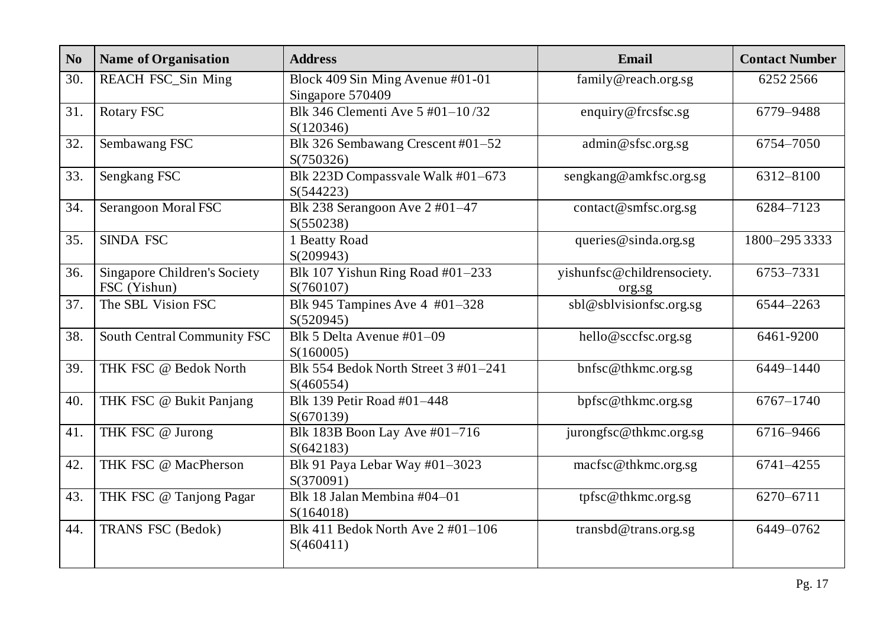| No | Name of Organisation | Address | Email | Contact Number |
|---|---|---|---|---|
| 30. | REACH FSC_Sin Ming | Block 409 Sin Ming Avenue #01-01 Singapore 570409 | family@reach.org.sg | 6252 2566 |
| 31. | Rotary FSC | Blk 346 Clementi Ave 5 #01–10 /32 S(120346) | enquiry@frcsfsc.sg | 6779–9488 |
| 32. | Sembawang FSC | Blk 326 Sembawang Crescent #01–52 S(750326) | admin@sfsc.org.sg | 6754–7050 |
| 33. | Sengkang FSC | Blk 223D Compassvale Walk #01–673 S(544223) | sengkang@amkfsc.org.sg | 6312–8100 |
| 34. | Serangoon Moral FSC | Blk 238 Serangoon Ave 2 #01–47 S(550238) | contact@smfsc.org.sg | 6284–7123 |
| 35. | SINDA FSC | 1 Beatty Road S(209943) | queries@sinda.org.sg | 1800–295 3333 |
| 36. | Singapore Children's Society FSC (Yishun) | Blk 107 Yishun Ring Road #01–233 S(760107) | yishunfsc@childrensociety.org.sg | 6753–7331 |
| 37. | The SBL Vision FSC | Blk 945 Tampines Ave 4 #01–328 S(520945) | sbl@sblvisionfsc.org.sg | 6544–2263 |
| 38. | South Central Community FSC | Blk 5 Delta Avenue #01–09 S(160005) | hello@sccfsc.org.sg | 6461-9200 |
| 39. | THK FSC @ Bedok North | Blk 554 Bedok North Street 3 #01–241 S(460554) | bnfsc@thkmc.org.sg | 6449–1440 |
| 40. | THK FSC @ Bukit Panjang | Blk 139 Petir Road #01–448 S(670139) | bpfsc@thkmc.org.sg | 6767–1740 |
| 41. | THK FSC @ Jurong | Blk 183B Boon Lay Ave #01–716 S(642183) | jurongfsc@thkmc.org.sg | 6716–9466 |
| 42. | THK FSC @ MacPherson | Blk 91 Paya Lebar Way #01–3023 S(370091) | macfsc@thkmc.org.sg | 6741–4255 |
| 43. | THK FSC @ Tanjong Pagar | Blk 18 Jalan Membina #04–01 S(164018) | tpfsc@thkmc.org.sg | 6270–6711 |
| 44. | TRANS FSC (Bedok) | Blk 411 Bedok North Ave 2 #01–106 S(460411) | transbd@trans.org.sg | 6449–0762 |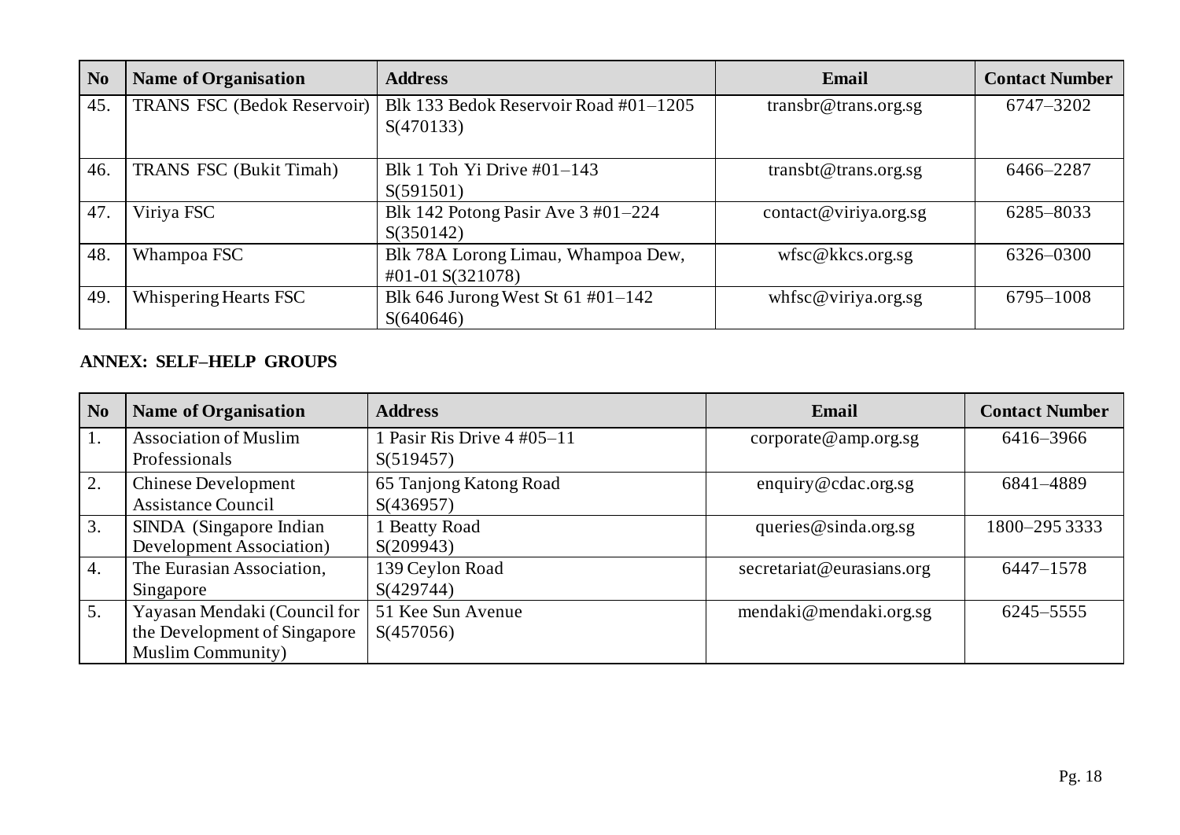| No | Name of Organisation | Address | Email | Contact Number |
|---|---|---|---|---|
| 45. | TRANS FSC (Bedok Reservoir) | Blk 133 Bedok Reservoir Road #01–1205 S(470133) | transbr@trans.org.sg | 6747–3202 |
| 46. | TRANS FSC (Bukit Timah) | Blk 1 Toh Yi Drive #01–143 S(591501) | transbt@trans.org.sg | 6466–2287 |
| 47. | Viriya FSC | Blk 142 Potong Pasir Ave 3 #01–224 S(350142) | contact@viriya.org.sg | 6285–8033 |
| 48. | Whampoa FSC | Blk 78A Lorong Limau, Whampoa Dew, #01-01 S(321078) | wfsc@kkcs.org.sg | 6326–0300 |
| 49. | Whispering Hearts FSC | Blk 646 Jurong West St 61 #01–142 S(640646) | whfsc@viriya.org.sg | 6795–1008 |

**ANNEX: SELF–HELP GROUPS**

| No | Name of Organisation | Address | Email | Contact Number |
|---|---|---|---|---|
| 1. | Association of Muslim Professionals | 1 Pasir Ris Drive 4 #05–11 S(519457) | corporate@amp.org.sg | 6416–3966 |
| 2. | Chinese Development Assistance Council | 65 Tanjong Katong Road S(436957) | enquiry@cdac.org.sg | 6841–4889 |
| 3. | SINDA (Singapore Indian Development Association) | 1 Beatty Road S(209943) | queries@sinda.org.sg | 1800–295 3333 |
| 4. | The Eurasian Association, Singapore | 139 Ceylon Road S(429744) | secretariat@eurasians.org | 6447–1578 |
| 5. | Yayasan Mendaki (Council for the Development of Singapore Muslim Community) | 51 Kee Sun Avenue S(457056) | mendaki@mendaki.org.sg | 6245–5555 |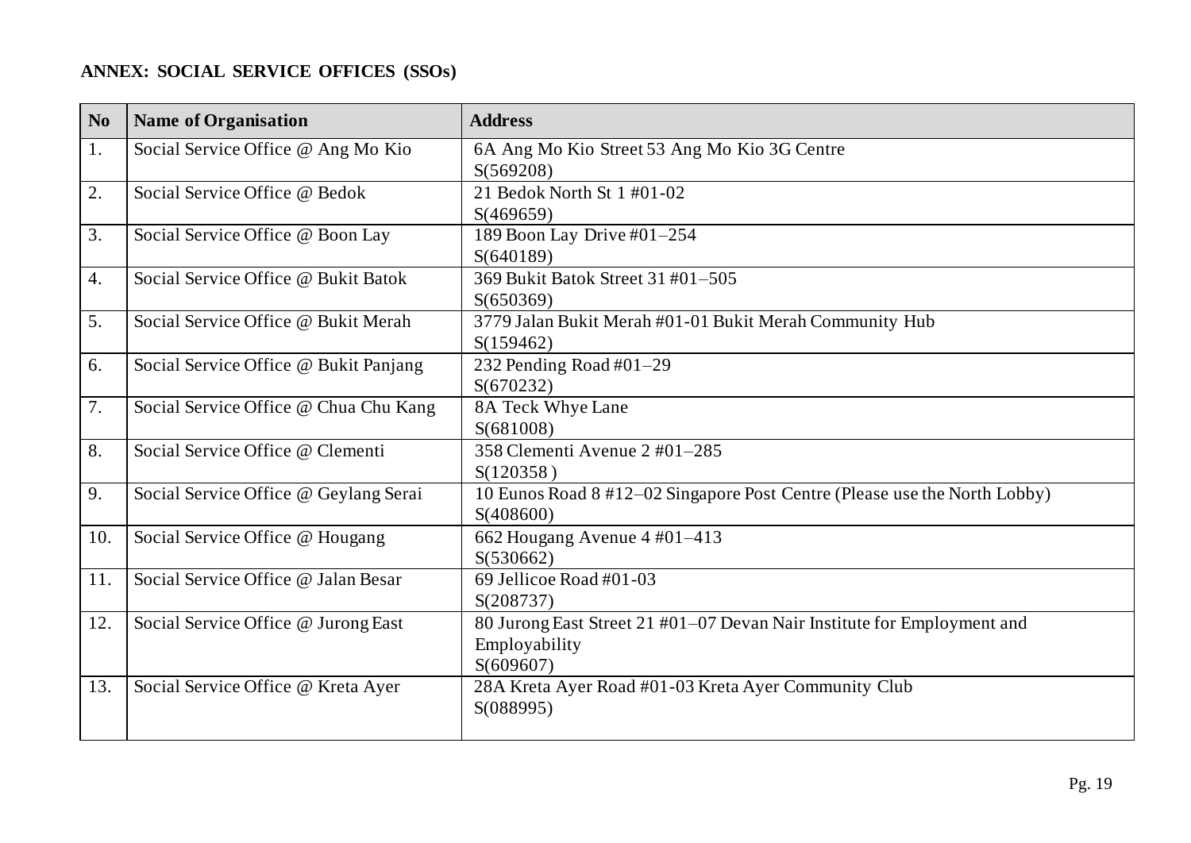**ANNEX: SOCIAL SERVICE OFFICES (SSOs)**

| No | Name of Organisation | Address |
|---|---|---|
| 1. | Social Service Office @ Ang Mo Kio | 6A Ang Mo Kio Street 53 Ang Mo Kio 3G Centre S(569208) |
| 2. | Social Service Office @ Bedok | 21 Bedok North St 1 #01-02 S(469659) |
| 3. | Social Service Office @ Boon Lay | 189 Boon Lay Drive #01–254 S(640189) |
| 4. | Social Service Office @ Bukit Batok | 369 Bukit Batok Street 31 #01–505 S(650369) |
| 5. | Social Service Office @ Bukit Merah | 3779 Jalan Bukit Merah #01-01 Bukit Merah Community Hub S(159462) |
| 6. | Social Service Office @ Bukit Panjang | 232 Pending Road #01–29 S(670232) |
| 7. | Social Service Office @ Chua Chu Kang | 8A Teck Whye Lane S(681008) |
| 8. | Social Service Office @ Clementi | 358 Clementi Avenue 2 #01–285 S(120358 ) |
| 9. | Social Service Office @ Geylang Serai | 10 Eunos Road 8 #12–02 Singapore Post Centre (Please use the North Lobby) S(408600) |
| 10. | Social Service Office @ Hougang | 662 Hougang Avenue 4 #01–413 S(530662) |
| 11. | Social Service Office @ Jalan Besar | 69 Jellicoe Road #01-03 S(208737) |
| 12. | Social Service Office @ Jurong East | 80 Jurong East Street 21 #01–07 Devan Nair Institute for Employment and Employability S(609607) |
| 13. | Social Service Office @ Kreta Ayer | 28A Kreta Ayer Road #01-03 Kreta Ayer Community Club S(088995) |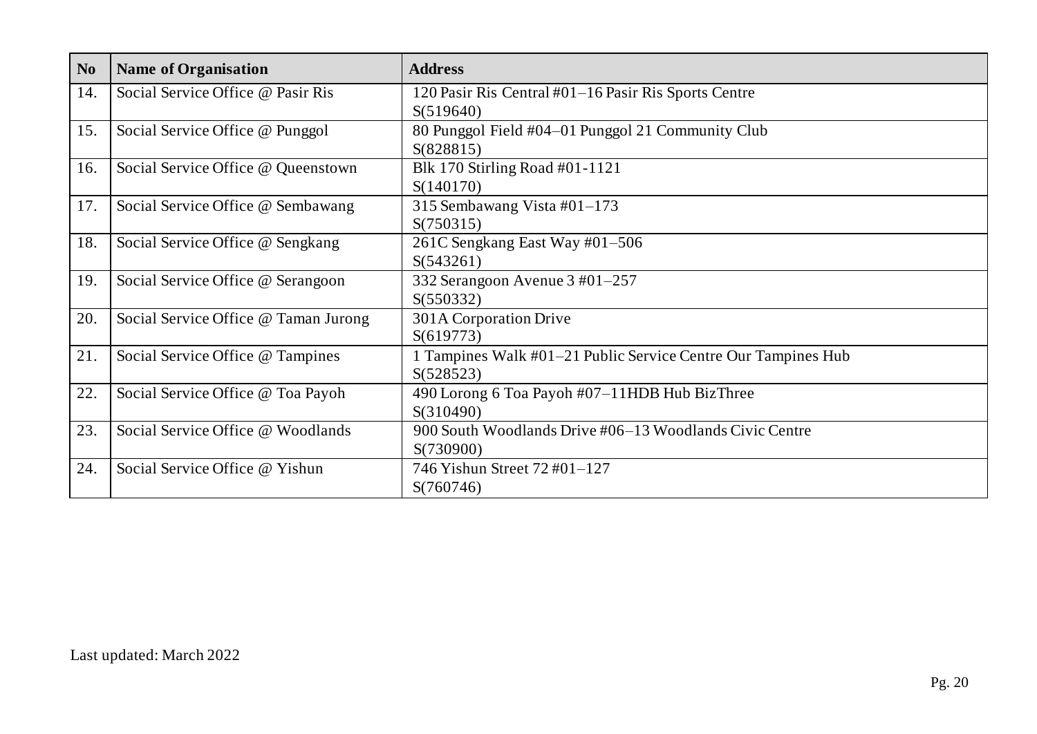| No | Name of Organisation | Address |
|---|---|---|
| 14. | Social Service Office @ Pasir Ris | 120 Pasir Ris Central #01–16 Pasir Ris Sports Centre S(519640) |
| 15. | Social Service Office @ Punggol | 80 Punggol Field #04–01 Punggol 21 Community Club S(828815) |
| 16. | Social Service Office @ Queenstown | Blk 170 Stirling Road #01-1121 S(140170) |
| 17. | Social Service Office @ Sembawang | 315 Sembawang Vista #01–173 S(750315) |
| 18. | Social Service Office @ Sengkang | 261C Sengkang East Way #01–506 S(543261) |
| 19. | Social Service Office @ Serangoon | 332 Serangoon Avenue 3 #01–257 S(550332) |
| 20. | Social Service Office @ Taman Jurong | 301A Corporation Drive S(619773) |
| 21. | Social Service Office @ Tampines | 1 Tampines Walk #01–21 Public Service Centre Our Tampines Hub S(528523) |
| 22. | Social Service Office @ Toa Payoh | 490 Lorong 6 Toa Payoh #07–11HDB Hub BizThree S(310490) |
| 23. | Social Service Office @ Woodlands | 900 South Woodlands Drive #06–13 Woodlands Civic Centre S(730900) |
| 24. | Social Service Office @ Yishun | 746 Yishun Street 72 #01–127 S(760746) |

Last updated: March 2022